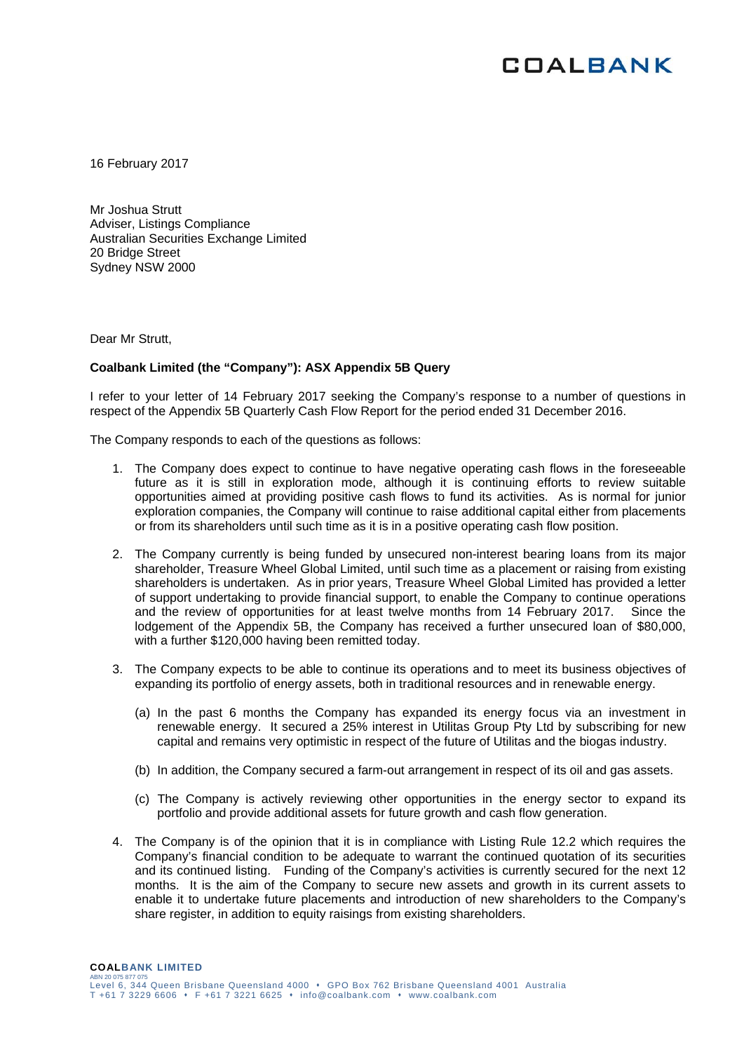COALBANK

16 February 2017

Mr Joshua Strutt
Adviser, Listings Compliance
Australian Securities Exchange Limited
20 Bridge Street
Sydney NSW 2000

Dear Mr Strutt,

**Coalbank Limited (the "Company"): ASX Appendix 5B Query**

I refer to your letter of 14 February 2017 seeking the Company's response to a number of questions in respect of the Appendix 5B Quarterly Cash Flow Report for the period ended 31 December 2016.

The Company responds to each of the questions as follows:

1. The Company does expect to continue to have negative operating cash flows in the foreseeable future as it is still in exploration mode, although it is continuing efforts to review suitable opportunities aimed at providing positive cash flows to fund its activities. As is normal for junior exploration companies, the Company will continue to raise additional capital either from placements or from its shareholders until such time as it is in a positive operating cash flow position.

2. The Company currently is being funded by unsecured non-interest bearing loans from its major shareholder, Treasure Wheel Global Limited, until such time as a placement or raising from existing shareholders is undertaken. As in prior years, Treasure Wheel Global Limited has provided a letter of support undertaking to provide financial support, to enable the Company to continue operations and the review of opportunities for at least twelve months from 14 February 2017. Since the lodgement of the Appendix 5B, the Company has received a further unsecured loan of $80,000, with a further $120,000 having been remitted today.

3. The Company expects to be able to continue its operations and to meet its business objectives of expanding its portfolio of energy assets, both in traditional resources and in renewable energy.

   (a) In the past 6 months the Company has expanded its energy focus via an investment in renewable energy. It secured a 25% interest in Utilitas Group Pty Ltd by subscribing for new capital and remains very optimistic in respect of the future of Utilitas and the biogas industry.

   (b) In addition, the Company secured a farm-out arrangement in respect of its oil and gas assets.

   (c) The Company is actively reviewing other opportunities in the energy sector to expand its portfolio and provide additional assets for future growth and cash flow generation.

4. The Company is of the opinion that it is in compliance with Listing Rule 12.2 which requires the Company's financial condition to be adequate to warrant the continued quotation of its securities and its continued listing. Funding of the Company's activities is currently secured for the next 12 months. It is the aim of the Company to secure new assets and growth in its current assets to enable it to undertake future placements and introduction of new shareholders to the Company's share register, in addition to equity raisings from existing shareholders.

**COALBANK LIMITED**
ABN 20 075 877 075
Level 6, 344 Queen Brisbane Queensland 4000 • GPO Box 762 Brisbane Queensland 4001 Australia
T +61 7 3229 6606 • F +61 7 3221 6625 • info@coalbank.com • www.coalbank.com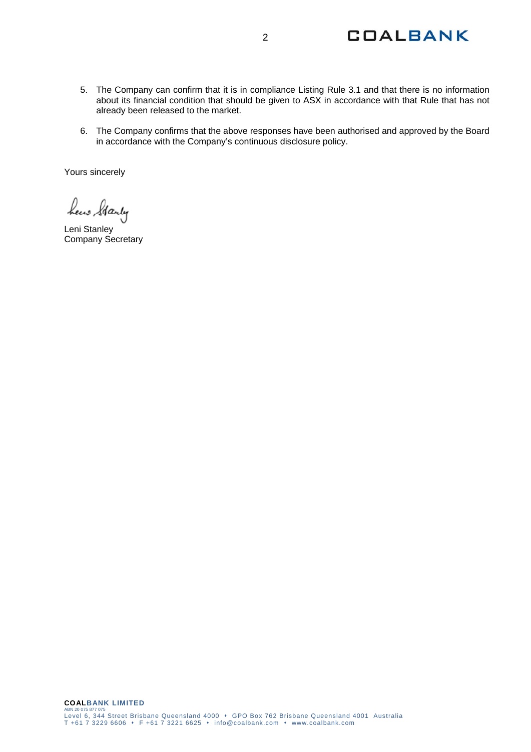5. The Company can confirm that it is in compliance Listing Rule 3.1 and that there is no information about its financial condition that should be given to ASX in accordance with that Rule that has not already been released to the market.

6. The Company confirms that the above responses have been authorised and approved by the Board in accordance with the Company's continuous disclosure policy.

Yours sincerely

Leni Stanley
Company Secretary

**COALBANK LIMITED**
ABN 20 075 877 075
Level 6, 344 Street Brisbane Queensland 4000 • GPO Box 762 Brisbane Queensland 4001 Australia
T +61 7 3229 6606 • F +61 7 3221 6625 • info@coalbank.com • www.coalbank.com